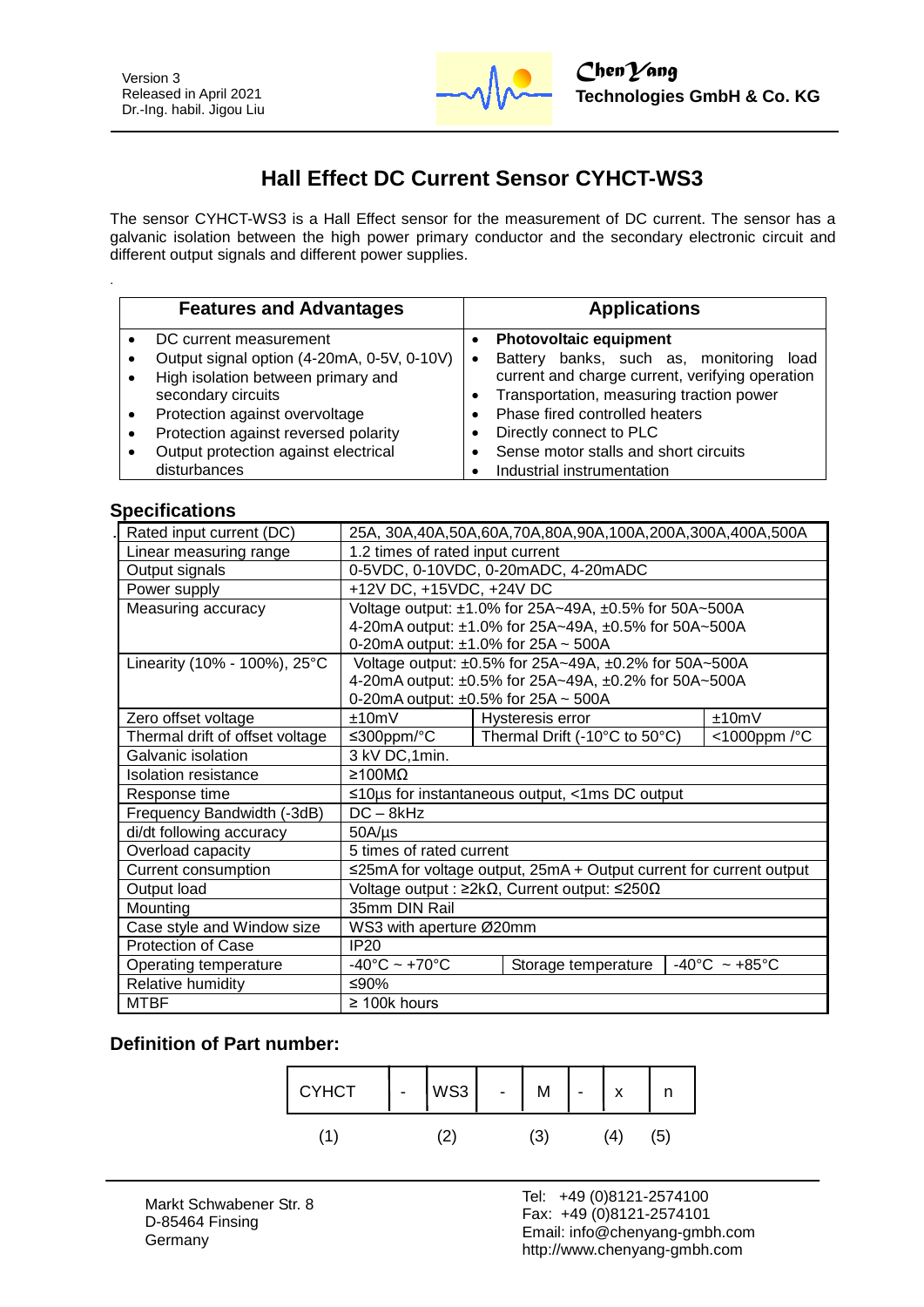Version 3
Released in April 2021
Dr.-Ing. habil. Jigou Liu

**ChenYang**
**Technologies GmbH & Co. KG**

# Hall Effect DC Current Sensor CYHCT-WS3

The sensor CYHCT-WS3 is a Hall Effect sensor for the measurement of DC current. The sensor has a galvanic isolation between the high power primary conductor and the secondary electronic circuit and different output signals and different power supplies.

| Features and Advantages | Applications |
|---|---|
| • DC current measurement<br>• Output signal option (4-20mA, 0-5V, 0-10V)<br>• High isolation between primary and secondary circuits<br>• Protection against overvoltage<br>• Protection against reversed polarity<br>• Output protection against electrical disturbances | • **Photovoltaic equipment**<br>• Battery banks, such as, monitoring load current and charge current, verifying operation<br>• Transportation, measuring traction power<br>• Phase fired controlled heaters<br>• Directly connect to PLC<br>• Sense motor stalls and short circuits<br>• Industrial instrumentation |

## Specifications

| | | | |
|---|---|---|---|
| Rated input current (DC) | 25A, 30A,40A,50A,60A,70A,80A,90A,100A,200A,300A,400A,500A | | |
| Linear measuring range | 1.2 times of rated input current | | |
| Output signals | 0-5VDC, 0-10VDC, 0-20mADC, 4-20mADC | | |
| Power supply | +12V DC, +15VDC, +24V DC | | |
| Measuring accuracy | Voltage output: ±1.0% for 25A~49A, ±0.5% for 50A~500A<br>4-20mA output: ±1.0% for 25A~49A, ±0.5% for 50A~500A<br>0-20mA output: ±1.0% for 25A ~ 500A | | |
| Linearity (10% - 100%), 25°C | Voltage output: ±0.5% for 25A~49A, ±0.2% for 50A~500A<br>4-20mA output: ±0.5% for 25A~49A, ±0.2% for 50A~500A<br>0-20mA output: ±0.5% for 25A ~ 500A | | |
| Zero offset voltage | ±10mV | Hysteresis error | ±10mV |
| Thermal drift of offset voltage | ≤300ppm/°C | Thermal Drift (-10°C to 50°C) | <1000ppm /°C |
| Galvanic isolation | 3 kV DC,1min. | | |
| Isolation resistance | ≥100MΩ | | |
| Response time | ≤10µs for instantaneous output, <1ms DC output | | |
| Frequency Bandwidth (-3dB) | DC – 8kHz | | |
| di/dt following accuracy | 50A/µs | | |
| Overload capacity | 5 times of rated current | | |
| Current consumption | ≤25mA for voltage output, 25mA + Output current for current output | | |
| Output load | Voltage output : ≥2kΩ, Current output: ≤250Ω | | |
| Mounting | 35mm DIN Rail | | |
| Case style and Window size | WS3 with aperture Ø20mm | | |
| Protection of Case | IP20 | | |
| Operating temperature | -40°C ~ +70°C | Storage temperature | -40°C ~ +85°C |
| Relative humidity | ≤90% | | |
| MTBF | ≥ 100k hours | | |

## Definition of Part number:

| CYHCT | - | WS3 | - | M | - | x | n |
|---|---|---|---|---|---|---|---|
| (1) | | (2) | | (3) | | (4) | (5) |

Markt Schwabener Str. 8
D-85464 Finsing
Germany

Tel: +49 (0)8121-2574100
Fax: +49 (0)8121-2574101
Email: info@chenyang-gmbh.com
http://www.chenyang-gmbh.com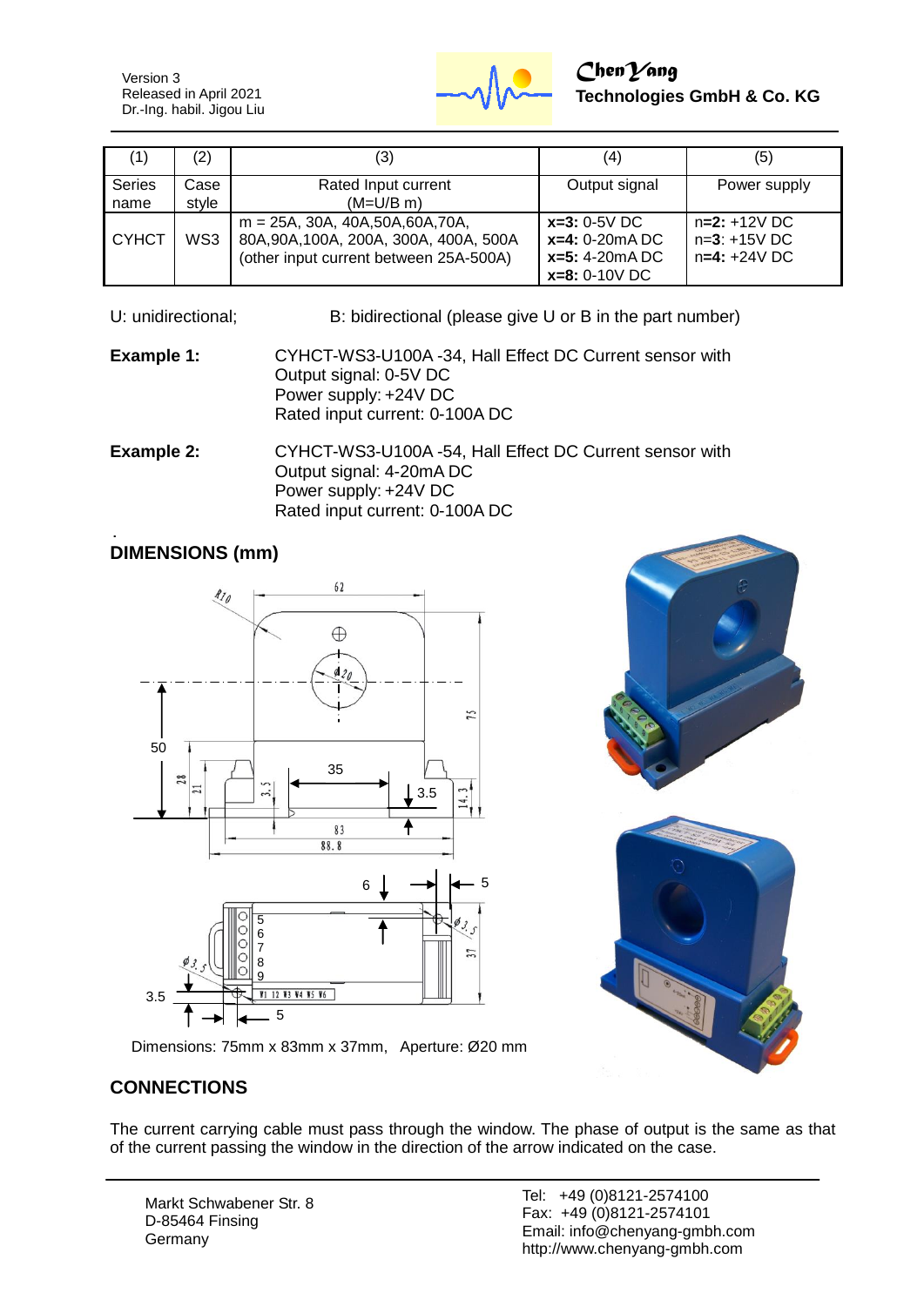| (1) | (2) | (3) | (4) | (5) |
|---|---|---|---|---|
| Series name | Case style | Rated Input current (M=U/B m) | Output signal | Power supply |
| CYHCT | WS3 | m = 25A, 30A, 40A,50A,60A,70A, 80A,90A,100A, 200A, 300A, 400A, 500A (other input current between 25A-500A) | **x=3:** 0-5V DC<br>**x=4:** 0-20mA DC<br>**x=5:** 4-20mA DC<br>**x=8:** 0-10V DC | n=**2:** +12V DC<br>n=**3**: +15V DC<br>n=**4:** +24V DC |

U: unidirectional; B: bidirectional (please give U or B in the part number)

**Example 1:** CYHCT-WS3-U100A -34, Hall Effect DC Current sensor with
Output signal: 0-5V DC
Power supply: +24V DC
Rated input current: 0-100A DC

**Example 2:** CYHCT-WS3-U100A -54, Hall Effect DC Current sensor with
Output signal: 4-20mA DC
Power supply: +24V DC
Rated input current: 0-100A DC

## DIMENSIONS (mm)

Dimensions: 75mm x 83mm x 37mm, Aperture: Ø20 mm

## CONNECTIONS

The current carrying cable must pass through the window. The phase of output is the same as that of the current passing the window in the direction of the arrow indicated on the case.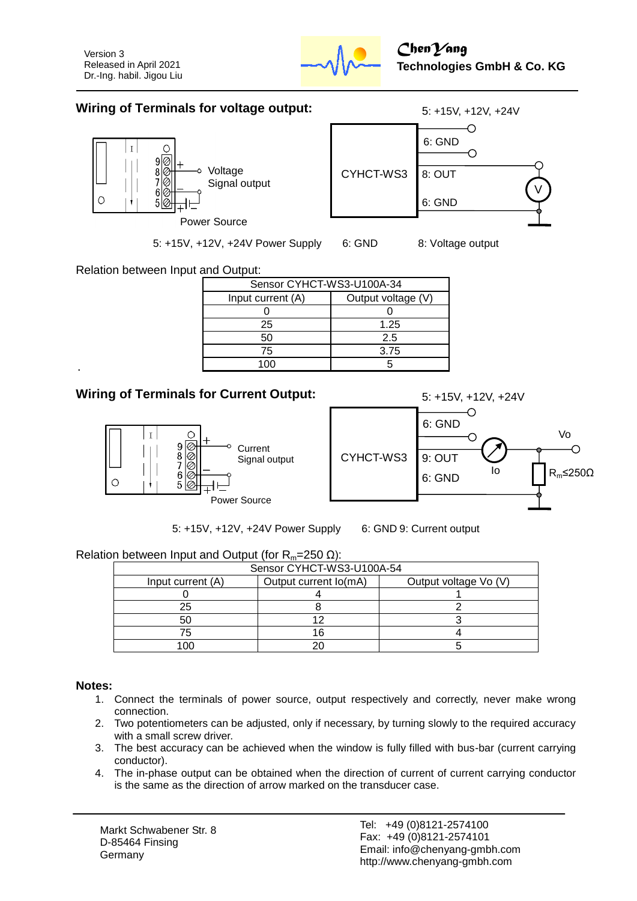## Wiring of Terminals for voltage output:

5: +15V, +12V, +24V

6: GND

CYHCT-WS3

8: OUT

6: GND

V

9 8 7 6 5

Voltage Signal output

Power Source

5: +15V, +12V, +24V Power Supply 6: GND 8: Voltage output

Relation between Input and Output:

| Sensor CYHCT-WS3-U100A-34 | |
|---|---|
| Input current (A) | Output voltage (V) |
| 0 | 0 |
| 25 | 1.25 |
| 50 | 2.5 |
| 75 | 3.75 |
| 100 | 5 |

## Wiring of Terminals for Current Output:

5: +15V, +12V, +24V

6: GND

CYHCT-WS3

9: OUT

6: GND

Vo

Io

$R_m \leq 250\Omega$

9 8 7 6 5

Current Signal output

Power Source

5: +15V, +12V, +24V Power Supply 6: GND 9: Current output

Relation between Input and Output (for $R_m$=250 Ω):

| Sensor CYHCT-WS3-U100A-54 | | |
|---|---|---|
| Input current (A) | Output current Io(mA) | Output voltage Vo (V) |
| 0 | 4 | 1 |
| 25 | 8 | 2 |
| 50 | 12 | 3 |
| 75 | 16 | 4 |
| 100 | 20 | 5 |

**Notes:**

1. Connect the terminals of power source, output respectively and correctly, never make wrong connection.
2. Two potentiometers can be adjusted, only if necessary, by turning slowly to the required accuracy with a small screw driver.
3. The best accuracy can be achieved when the window is fully filled with bus-bar (current carrying conductor).
4. The in-phase output can be obtained when the direction of current of current carrying conductor is the same as the direction of arrow marked on the transducer case.

Markt Schwabener Str. 8
D-85464 Finsing
Germany

Tel: +49 (0)8121-2574100
Fax: +49 (0)8121-2574101
Email: info@chenyang-gmbh.com
http://www.chenyang-gmbh.com